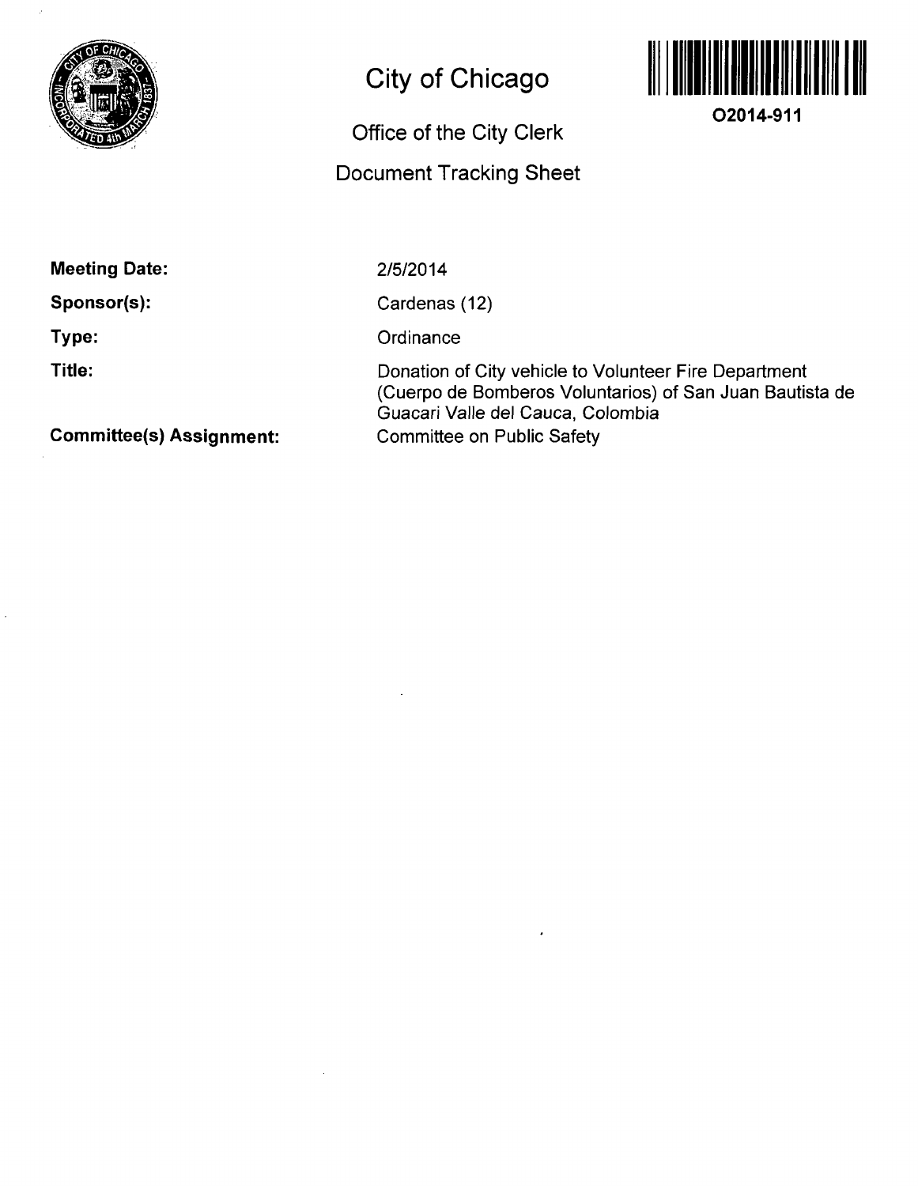# City of Chicago

## Office of the City Clerk

## Document Tracking Sheet

**O2014-911**

| | |
|---|---|
| **Meeting Date:** | 2/5/2014 |
| **Sponsor(s):** | Cardenas (12) |
| **Type:** | Ordinance |
| **Title:** | Donation of City vehicle to Volunteer Fire Department (Cuerpo de Bomberos Voluntarios) of San Juan Bautista de Guacari Valle del Cauca, Colombia |
| **Committee(s) Assignment:** | Committee on Public Safety |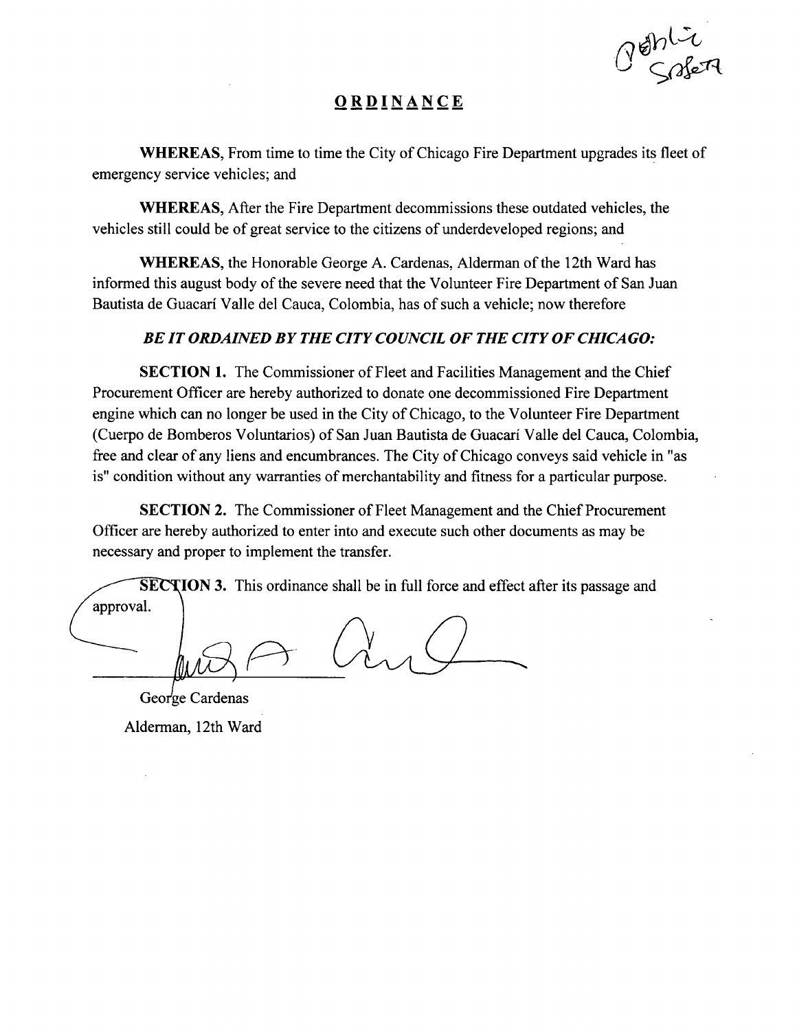# ORDINANCE

**WHEREAS,** From time to time the City of Chicago Fire Department upgrades its fleet of emergency service vehicles; and

**WHEREAS,** After the Fire Department decommissions these outdated vehicles, the vehicles still could be of great service to the citizens of underdeveloped regions; and

**WHEREAS,** the Honorable George A. Cardenas, Alderman of the 12th Ward has informed this august body of the severe need that the Volunteer Fire Department of San Juan Bautista de Guacarí Valle del Cauca, Colombia, has of such a vehicle; now therefore

***BE IT ORDAINED BY THE CITY COUNCIL OF THE CITY OF CHICAGO:***

**SECTION 1.** The Commissioner of Fleet and Facilities Management and the Chief Procurement Officer are hereby authorized to donate one decommissioned Fire Department engine which can no longer be used in the City of Chicago, to the Volunteer Fire Department (Cuerpo de Bomberos Voluntarios) of San Juan Bautista de Guacarí Valle del Cauca, Colombia, free and clear of any liens and encumbrances. The City of Chicago conveys said vehicle in "as is" condition without any warranties of merchantability and fitness for a particular purpose.

**SECTION 2.** The Commissioner of Fleet Management and the Chief Procurement Officer are hereby authorized to enter into and execute such other documents as may be necessary and proper to implement the transfer.

**SECTION 3.** This ordinance shall be in full force and effect after its passage and approval.

George Cardenas

Alderman, 12th Ward